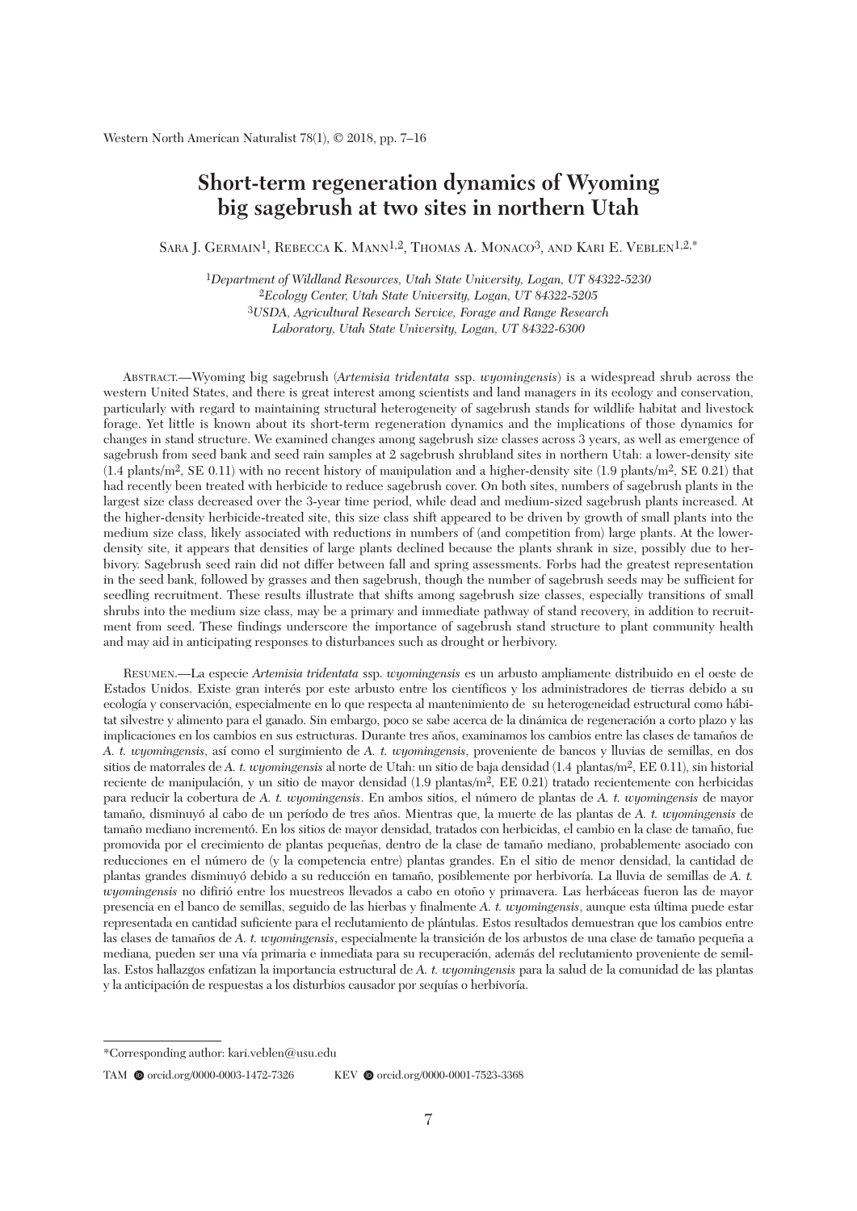Western North American Naturalist 78(1), © 2018, pp. 7–16

# Short-term regeneration dynamics of Wyoming big sagebrush at two sites in northern Utah

Sara J. Germain[1], Rebecca K. Mann[1,2], Thomas A. Monaco[3], and Kari E. Veblen[1,2,*]

[1]*Department of Wildland Resources, Utah State University, Logan, UT 84322-5230*
[2]*Ecology Center, Utah State University, Logan, UT 84322-5205*
[3]*USDA, Agricultural Research Service, Forage and Range Research Laboratory, Utah State University, Logan, UT 84322-6300*

Abstract.—Wyoming big sagebrush (*Artemisia tridentata* ssp. *wyomingensis*) is a widespread shrub across the western United States, and there is great interest among scientists and land managers in its ecology and conservation, particularly with regard to maintaining structural heterogeneity of sagebrush stands for wildlife habitat and livestock forage. Yet little is known about its short-term regeneration dynamics and the implications of those dynamics for changes in stand structure. We examined changes among sagebrush size classes across 3 years, as well as emergence of sagebrush from seed bank and seed rain samples at 2 sagebrush shrubland sites in northern Utah: a lower-density site (1.4 plants/m$^2$, SE 0.11) with no recent history of manipulation and a higher-density site (1.9 plants/m$^2$, SE 0.21) that had recently been treated with herbicide to reduce sagebrush cover. On both sites, numbers of sagebrush plants in the largest size class decreased over the 3-year time period, while dead and medium-sized sagebrush plants increased. At the higher-density herbicide-treated site, this size class shift appeared to be driven by growth of small plants into the medium size class, likely associated with reductions in numbers of (and competition from) large plants. At the lower-density site, it appears that densities of large plants declined because the plants shrank in size, possibly due to herbivory. Sagebrush seed rain did not differ between fall and spring assessments. Forbs had the greatest representation in the seed bank, followed by grasses and then sagebrush, though the number of sagebrush seeds may be sufficient for seedling recruitment. These results illustrate that shifts among sagebrush size classes, especially transitions of small shrubs into the medium size class, may be a primary and immediate pathway of stand recovery, in addition to recruitment from seed. These findings underscore the importance of sagebrush stand structure to plant community health and may aid in anticipating responses to disturbances such as drought or herbivory.

Resumen.—La especie *Artemisia tridentata* ssp. *wyomingensis* es un arbusto ampliamente distribuido en el oeste de Estados Unidos. Existe gran interés por este arbusto entre los científicos y los administradores de tierras debido a su ecología y conservación, especialmente en lo que respecta al mantenimiento de su heterogeneidad estructural como hábitat silvestre y alimento para el ganado. Sin embargo, poco se sabe acerca de la dinámica de regeneración a corto plazo y las implicaciones en los cambios en sus estructuras. Durante tres años, examinamos los cambios entre las clases de tamaños de *A. t. wyomingensis*, así como el surgimiento de *A. t. wyomingensis*, proveniente de bancos y lluvias de semillas, en dos sitios de matorrales de *A. t. wyomingensis* al norte de Utah: un sitio de baja densidad (1.4 plantas/m$^2$, EE 0.11), sin historial reciente de manipulación, y un sitio de mayor densidad (1.9 plantas/m$^2$, EE 0.21) tratado recientemente con herbicidas para reducir la cobertura de *A. t. wyomingensis*. En ambos sitios, el número de plantas de *A. t. wyomingensis* de mayor tamaño, disminuyó al cabo de un período de tres años. Mientras que, la muerte de las plantas de *A. t. wyomingensis* de tamaño mediano incrementó. En los sitios de mayor densidad, tratados con herbicidas, el cambio en la clase de tamaño, fue promovida por el crecimiento de plantas pequeñas, dentro de la clase de tamaño mediano, probablemente asociado con reducciones en el número de (y la competencia entre) plantas grandes. En el sitio de menor densidad, la cantidad de plantas grandes disminuyó debido a su reducción en tamaño, posiblemente por herbivoría. La lluvia de semillas de *A. t. wyomingensis* no difirió entre los muestreos llevados a cabo en otoño y primavera. Las herbáceas fueron las de mayor presencia en el banco de semillas, seguido de las hierbas y finalmente *A. t. wyomingensis*, aunque esta última puede estar representada en cantidad suficiente para el reclutamiento de plántulas. Estos resultados demuestran que los cambios entre las clases de tamaños de *A. t. wyomingensis*, especialmente la transición de los arbustos de una clase de tamaño pequeña a mediana, pueden ser una vía primaria e inmediata para su recuperación, además del reclutamiento proveniente de semillas. Estos hallazgos enfatizan la importancia estructural de *A. t. wyomingensis* para la salud de la comunidad de las plantas y la anticipación de respuestas a los disturbios causador por sequías o herbivoría.

---

*Corresponding author: kari.veblen@usu.edu

TAM orcid.org/0000-0003-1472-7326 KEV orcid.org/0000-0001-7523-3368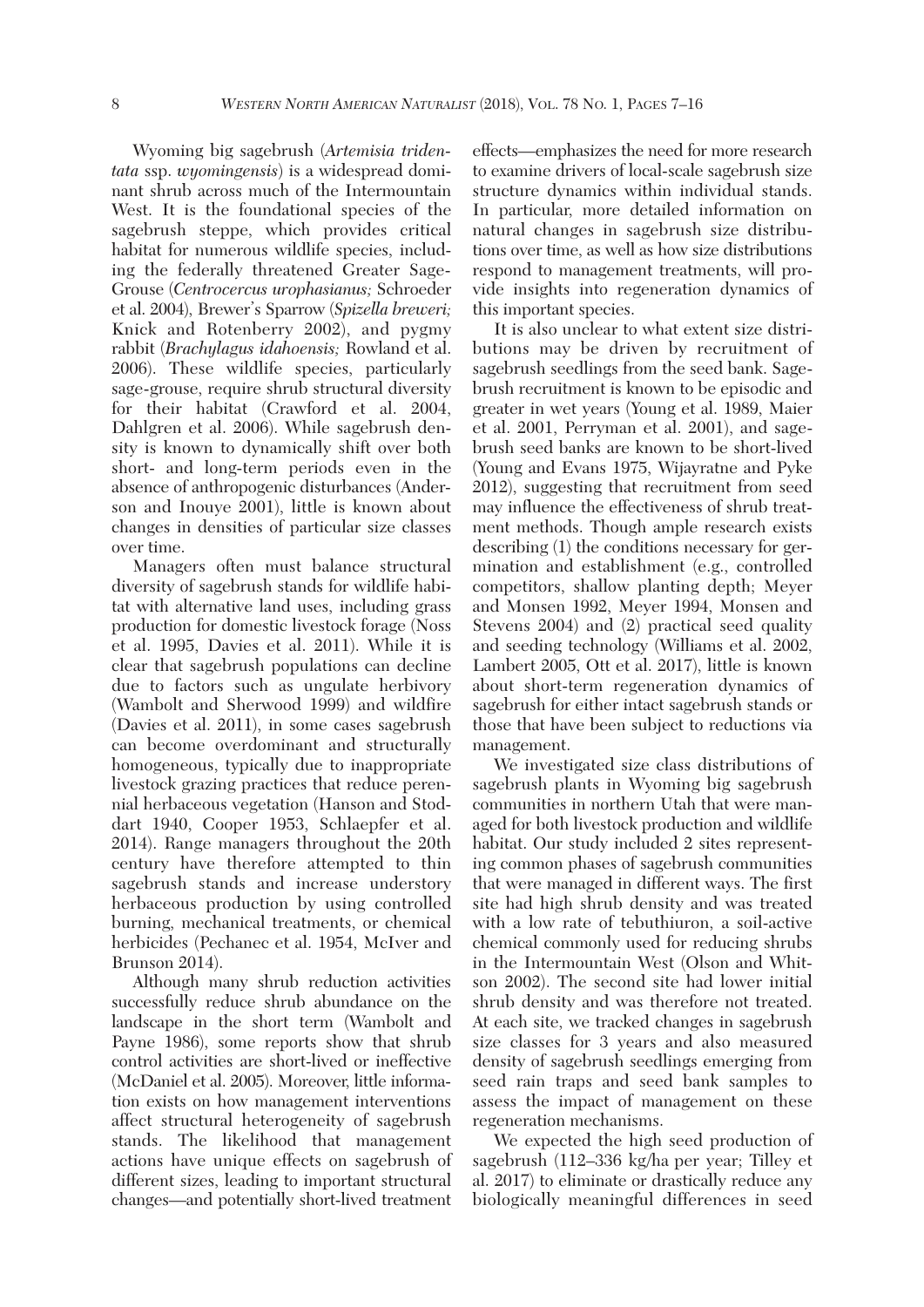Wyoming big sagebrush (*Artemisia tridentata* ssp. *wyomingensis*) is a widespread dominant shrub across much of the Intermountain West. It is the foundational species of the sagebrush steppe, which provides critical habitat for numerous wildlife species, including the federally threatened Greater Sage-Grouse (*Centrocercus urophasianus;* Schroeder et al. 2004), Brewer's Sparrow (*Spizella breweri;* Knick and Rotenberry 2002), and pygmy rabbit (*Brachylagus idahoensis;* Rowland et al. 2006). These wildlife species, particularly sage-grouse, require shrub structural diversity for their habitat (Crawford et al. 2004, Dahlgren et al. 2006). While sagebrush density is known to dynamically shift over both short- and long-term periods even in the absence of anthropogenic disturbances (Anderson and Inouye 2001), little is known about changes in densities of particular size classes over time.

Managers often must balance structural diversity of sagebrush stands for wildlife habitat with alternative land uses, including grass production for domestic livestock forage (Noss et al. 1995, Davies et al. 2011). While it is clear that sagebrush populations can decline due to factors such as ungulate herbivory (Wambolt and Sherwood 1999) and wildfire (Davies et al. 2011), in some cases sagebrush can become overdominant and structurally homogeneous, typically due to inappropriate livestock grazing practices that reduce perennial herbaceous vegetation (Hanson and Stoddart 1940, Cooper 1953, Schlaepfer et al. 2014). Range managers throughout the 20th century have therefore attempted to thin sagebrush stands and increase understory herbaceous production by using controlled burning, mechanical treatments, or chemical herbicides (Pechanec et al. 1954, McIver and Brunson 2014).

Although many shrub reduction activities successfully reduce shrub abundance on the landscape in the short term (Wambolt and Payne 1986), some reports show that shrub control activities are short-lived or ineffective (McDaniel et al. 2005). Moreover, little information exists on how management interventions affect structural heterogeneity of sagebrush stands. The likelihood that management actions have unique effects on sagebrush of different sizes, leading to important structural changes—and potentially short-lived treatment effects—emphasizes the need for more research to examine drivers of local-scale sagebrush size structure dynamics within individual stands. In particular, more detailed information on natural changes in sagebrush size distributions over time, as well as how size distributions respond to management treatments, will provide insights into regeneration dynamics of this important species.

It is also unclear to what extent size distributions may be driven by recruitment of sagebrush seedlings from the seed bank. Sagebrush recruitment is known to be episodic and greater in wet years (Young et al. 1989, Maier et al. 2001, Perryman et al. 2001), and sagebrush seed banks are known to be short-lived (Young and Evans 1975, Wijayratne and Pyke 2012), suggesting that recruitment from seed may influence the effectiveness of shrub treatment methods. Though ample research exists describing (1) the conditions necessary for germination and establishment (e.g., controlled competitors, shallow planting depth; Meyer and Monsen 1992, Meyer 1994, Monsen and Stevens 2004) and (2) practical seed quality and seeding technology (Williams et al. 2002, Lambert 2005, Ott et al. 2017), little is known about short-term regeneration dynamics of sagebrush for either intact sagebrush stands or those that have been subject to reductions via management.

We investigated size class distributions of sagebrush plants in Wyoming big sagebrush communities in northern Utah that were managed for both livestock production and wildlife habitat. Our study included 2 sites representing common phases of sagebrush communities that were managed in different ways. The first site had high shrub density and was treated with a low rate of tebuthiuron, a soil-active chemical commonly used for reducing shrubs in the Intermountain West (Olson and Whitson 2002). The second site had lower initial shrub density and was therefore not treated. At each site, we tracked changes in sagebrush size classes for 3 years and also measured density of sagebrush seedlings emerging from seed rain traps and seed bank samples to assess the impact of management on these regeneration mechanisms.

We expected the high seed production of sagebrush (112–336 kg/ha per year; Tilley et al. 2017) to eliminate or drastically reduce any biologically meaningful differences in seed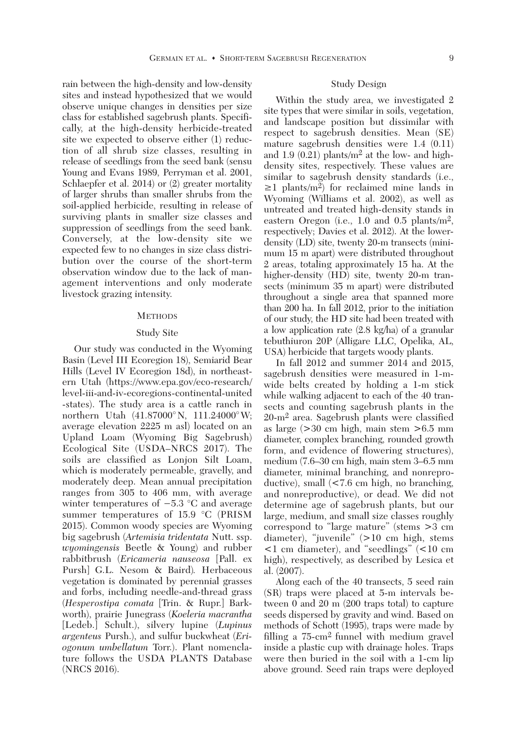rain between the high-density and low-density sites and instead hypothesized that we would observe unique changes in densities per size class for established sagebrush plants. Specifically, at the high-density herbicide-treated site we expected to observe either (1) reduction of all shrub size classes, resulting in release of seedlings from the seed bank (sensu Young and Evans 1989, Perryman et al. 2001, Schlaepfer et al. 2014) or (2) greater mortality of larger shrubs than smaller shrubs from the soil-applied herbicide, resulting in release of surviving plants in smaller size classes and suppression of seedlings from the seed bank. Conversely, at the low-density site we expected few to no changes in size class distribution over the course of the short-term observation window due to the lack of management interventions and only moderate livestock grazing intensity.

## Methods

### Study Site

Our study was conducted in the Wyoming Basin (Level III Ecoregion 18), Semiarid Bear Hills (Level IV Ecoregion 18d), in northeastern Utah (https://www.epa.gov/eco-research/level-iii-and-iv-ecoregions-continental-united-states). The study area is a cattle ranch in northern Utah (41.87000°N, 111.24000°W; average elevation 2225 m asl) located on an Upland Loam (Wyoming Big Sagebrush) Ecological Site (USDA–NRCS 2017). The soils are classified as Lonjon Silt Loam, which is moderately permeable, gravelly, and moderately deep. Mean annual precipitation ranges from 305 to 406 mm, with average winter temperatures of −5.3 °C and average summer temperatures of 15.9 °C (PRISM 2015). Common woody species are Wyoming big sagebrush (*Artemisia tridentata* Nutt. ssp. *wyomingensis* Beetle & Young) and rubber rabbitbrush (*Ericameria nauseosa* [Pall. ex Pursh] G.L. Nesom & Baird). Herbaceous vegetation is dominated by perennial grasses and forbs, including needle-and-thread grass (*Hesperostipa comata* [Trin. & Rupr.] Barkworth), prairie Junegrass (*Koeleria macrantha* [Ledeb.] Schult.), silvery lupine (*Lupinus argenteus* Pursh.), and sulfur buckwheat (*Eriogonum umbellatum* Torr.). Plant nomenclature follows the USDA PLANTS Database (NRCS 2016).

### Study Design

Within the study area, we investigated 2 site types that were similar in soils, vegetation, and landscape position but dissimilar with respect to sagebrush densities. Mean (SE) mature sagebrush densities were 1.4 (0.11) and 1.9 (0.21) plants/m$^2$ at the low- and high-density sites, respectively. These values are similar to sagebrush density standards (i.e., ≥1 plants/m$^2$) for reclaimed mine lands in Wyoming (Williams et al. 2002), as well as untreated and treated high-density stands in eastern Oregon (i.e., 1.0 and 0.5 plants/m$^2$, respectively; Davies et al. 2012). At the lower-density (LD) site, twenty 20-m transects (minimum 15 m apart) were distributed throughout 2 areas, totaling approximately 15 ha. At the higher-density (HD) site, twenty 20-m transects (minimum 35 m apart) were distributed throughout a single area that spanned more than 200 ha. In fall 2012, prior to the initiation of our study, the HD site had been treated with a low application rate (2.8 kg/ha) of a granular tebuthiuron 20P (Alligare LLC, Opelika, AL, USA) herbicide that targets woody plants.

In fall 2012 and summer 2014 and 2015, sagebrush densities were measured in 1-m-wide belts created by holding a 1-m stick while walking adjacent to each of the 40 transects and counting sagebrush plants in the 20-m$^2$ area. Sagebrush plants were classified as large (>30 cm high, main stem >6.5 mm diameter, complex branching, rounded growth form, and evidence of flowering structures), medium (7.6–30 cm high, main stem 3–6.5 mm diameter, minimal branching, and nonreproductive), small (<7.6 cm high, no branching, and nonreproductive), or dead. We did not determine age of sagebrush plants, but our large, medium, and small size classes roughly correspond to "large mature" (stems >3 cm diameter), "juvenile" (>10 cm high, stems <1 cm diameter), and "seedlings" (<10 cm high), respectively, as described by Lesica et al. (2007).

Along each of the 40 transects, 5 seed rain (SR) traps were placed at 5-m intervals between 0 and 20 m (200 traps total) to capture seeds dispersed by gravity and wind. Based on methods of Schott (1995), traps were made by filling a 75-cm$^2$ funnel with medium gravel inside a plastic cup with drainage holes. Traps were then buried in the soil with a 1-cm lip above ground. Seed rain traps were deployed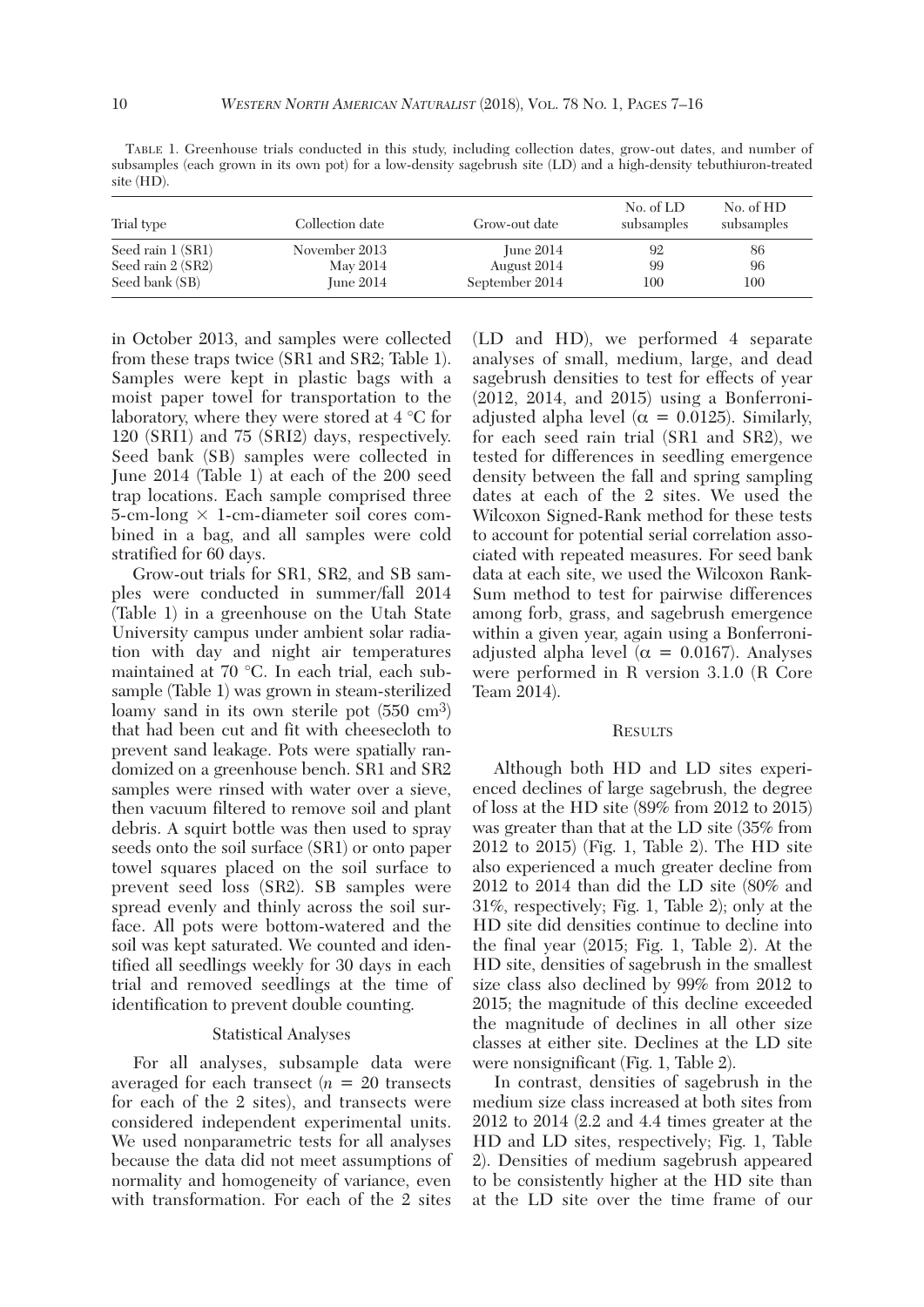TABLE 1. Greenhouse trials conducted in this study, including collection dates, grow-out dates, and number of subsamples (each grown in its own pot) for a low-density sagebrush site (LD) and a high-density tebuthiuron-treated site (HD).

| Trial type | Collection date | Grow-out date | No. of LD subsamples | No. of HD subsamples |
|---|---|---|---|---|
| Seed rain 1 (SR1) | November 2013 | June 2014 | 92 | 86 |
| Seed rain 2 (SR2) | May 2014 | August 2014 | 99 | 96 |
| Seed bank (SB) | June 2014 | September 2014 | 100 | 100 |

in October 2013, and samples were collected from these traps twice (SR1 and SR2; Table 1). Samples were kept in plastic bags with a moist paper towel for transportation to the laboratory, where they were stored at 4 °C for 120 (SRI1) and 75 (SRI2) days, respectively. Seed bank (SB) samples were collected in June 2014 (Table 1) at each of the 200 seed trap locations. Each sample comprised three 5-cm-long × 1-cm-diameter soil cores combined in a bag, and all samples were cold stratified for 60 days.

Grow-out trials for SR1, SR2, and SB samples were conducted in summer/fall 2014 (Table 1) in a greenhouse on the Utah State University campus under ambient solar radiation with day and night air temperatures maintained at 70 °C. In each trial, each subsample (Table 1) was grown in steam-sterilized loamy sand in its own sterile pot (550 $cm^3$) that had been cut and fit with cheesecloth to prevent sand leakage. Pots were spatially randomized on a greenhouse bench. SR1 and SR2 samples were rinsed with water over a sieve, then vacuum filtered to remove soil and plant debris. A squirt bottle was then used to spray seeds onto the soil surface (SR1) or onto paper towel squares placed on the soil surface to prevent seed loss (SR2). SB samples were spread evenly and thinly across the soil surface. All pots were bottom-watered and the soil was kept saturated. We counted and identified all seedlings weekly for 30 days in each trial and removed seedlings at the time of identification to prevent double counting.

### Statistical Analyses

For all analyses, subsample data were averaged for each transect ($n$ = 20 transects for each of the 2 sites), and transects were considered independent experimental units. We used nonparametric tests for all analyses because the data did not meet assumptions of normality and homogeneity of variance, even with transformation. For each of the 2 sites (LD and HD), we performed 4 separate analyses of small, medium, large, and dead sagebrush densities to test for effects of year (2012, 2014, and 2015) using a Bonferroni-adjusted alpha level ($\alpha = 0.0125$). Similarly, for each seed rain trial (SR1 and SR2), we tested for differences in seedling emergence density between the fall and spring sampling dates at each of the 2 sites. We used the Wilcoxon Signed-Rank method for these tests to account for potential serial correlation associated with repeated measures. For seed bank data at each site, we used the Wilcoxon Rank-Sum method to test for pairwise differences among forb, grass, and sagebrush emergence within a given year, again using a Bonferroni-adjusted alpha level ($\alpha = 0.0167$). Analyses were performed in R version 3.1.0 (R Core Team 2014).

## RESULTS

Although both HD and LD sites experienced declines of large sagebrush, the degree of loss at the HD site (89% from 2012 to 2015) was greater than that at the LD site (35% from 2012 to 2015) (Fig. 1, Table 2). The HD site also experienced a much greater decline from 2012 to 2014 than did the LD site (80% and 31%, respectively; Fig. 1, Table 2); only at the HD site did densities continue to decline into the final year (2015; Fig. 1, Table 2). At the HD site, densities of sagebrush in the smallest size class also declined by 99% from 2012 to 2015; the magnitude of this decline exceeded the magnitude of declines in all other size classes at either site. Declines at the LD site were nonsignificant (Fig. 1, Table 2).

In contrast, densities of sagebrush in the medium size class increased at both sites from 2012 to 2014 (2.2 and 4.4 times greater at the HD and LD sites, respectively; Fig. 1, Table 2). Densities of medium sagebrush appeared to be consistently higher at the HD site than at the LD site over the time frame of our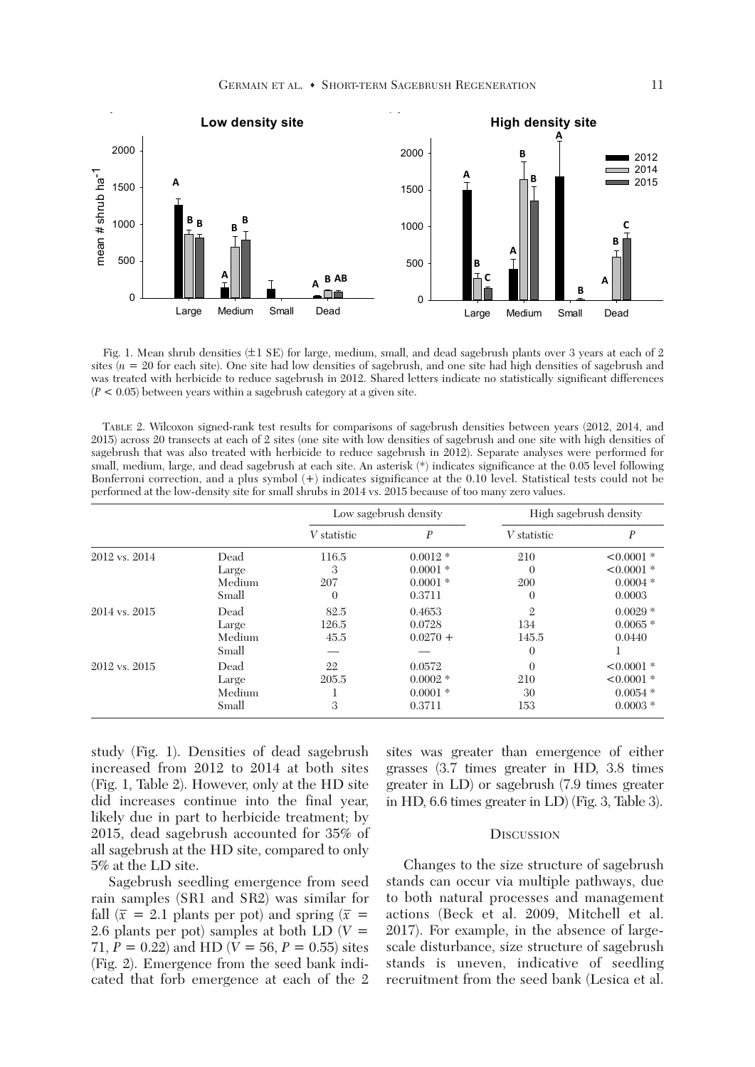Fig. 1. Mean shrub densities (±1 SE) for large, medium, small, and dead sagebrush plants over 3 years at each of 2 sites ($n$ = 20 for each site). One site had low densities of sagebrush, and one site had high densities of sagebrush and was treated with herbicide to reduce sagebrush in 2012. Shared letters indicate no statistically significant differences ($P < 0.05$) between years within a sagebrush category at a given site.

TABLE 2. Wilcoxon signed-rank test results for comparisons of sagebrush densities between years (2012, 2014, and 2015) across 20 transects at each of 2 sites (one site with low densities of sagebrush and one site with high densities of sagebrush that was also treated with herbicide to reduce sagebrush in 2012). Separate analyses were performed for small, medium, large, and dead sagebrush at each site. An asterisk (*) indicates significance at the 0.05 level following Bonferroni correction, and a plus symbol (+) indicates significance at the 0.10 level. Statistical tests could not be performed at the low-density site for small shrubs in 2014 vs. 2015 because of too many zero values.

| | | Low sagebrush density | | High sagebrush density | |
|---|---|---|---|---|---|
| | | $V$ statistic | $P$ | $V$ statistic | $P$ |
| 2012 vs. 2014 | Dead | 116.5 | 0.0012 * | 210 | <0.0001 * |
| | Large | 3 | 0.0001 * | 0 | <0.0001 * |
| | Medium | 207 | 0.0001 * | 200 | 0.0004 * |
| | Small | 0 | 0.3711 | 0 | 0.0003 |
| 2014 vs. 2015 | Dead | 82.5 | 0.4653 | 2 | 0.0029 * |
| | Large | 126.5 | 0.0728 | 134 | 0.0065 * |
| | Medium | 45.5 | 0.0270 + | 145.5 | 0.0440 |
| | Small | — | — | 0 | 1 |
| 2012 vs. 2015 | Dead | 22 | 0.0572 | 0 | <0.0001 * |
| | Large | 205.5 | 0.0002 * | 210 | <0.0001 * |
| | Medium | 1 | 0.0001 * | 30 | 0.0054 * |
| | Small | 3 | 0.3711 | 153 | 0.0003 * |

study (Fig. 1). Densities of dead sagebrush increased from 2012 to 2014 at both sites (Fig. 1, Table 2). However, only at the HD site did increases continue into the final year, likely due in part to herbicide treatment; by 2015, dead sagebrush accounted for 35% of all sagebrush at the HD site, compared to only 5% at the LD site.

Sagebrush seedling emergence from seed rain samples (SR1 and SR2) was similar for fall ($\bar{x}$ = 2.1 plants per pot) and spring ($\bar{x}$ = 2.6 plants per pot) samples at both LD ($V$ = 71, $P$ = 0.22) and HD ($V$ = 56, $P$ = 0.55) sites (Fig. 2). Emergence from the seed bank indicated that forb emergence at each of the 2 sites was greater than emergence of either grasses (3.7 times greater in HD, 3.8 times greater in LD) or sagebrush (7.9 times greater in HD, 6.6 times greater in LD) (Fig. 3, Table 3).

## DISCUSSION

Changes to the size structure of sagebrush stands can occur via multiple pathways, due to both natural processes and management actions (Beck et al. 2009, Mitchell et al. 2017). For example, in the absence of large-scale disturbance, size structure of sagebrush stands is uneven, indicative of seedling recruitment from the seed bank (Lesica et al.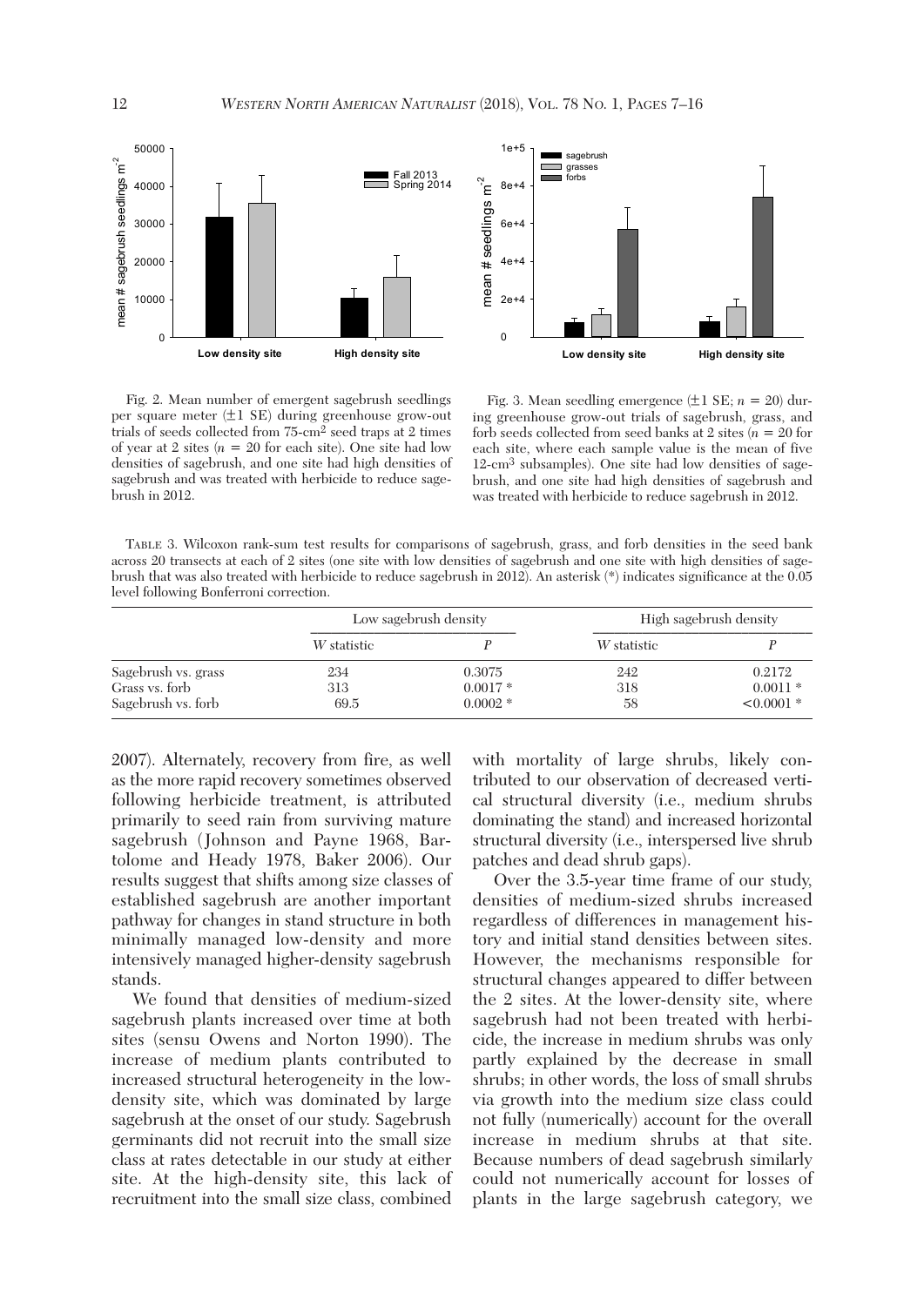Fig. 2. Mean number of emergent sagebrush seedlings per square meter (±1 SE) during greenhouse grow-out trials of seeds collected from 75-cm$^2$ seed traps at 2 times of year at 2 sites ($n$ = 20 for each site). One site had low densities of sagebrush, and one site had high densities of sagebrush and was treated with herbicide to reduce sagebrush in 2012.

Fig. 3. Mean seedling emergence (±1 SE; $n$ = 20) during greenhouse grow-out trials of sagebrush, grass, and forb seeds collected from seed banks at 2 sites ($n$ = 20 for each site, where each sample value is the mean of five 12-cm$^3$ subsamples). One site had low densities of sagebrush, and one site had high densities of sagebrush and was treated with herbicide to reduce sagebrush in 2012.

TABLE 3. Wilcoxon rank-sum test results for comparisons of sagebrush, grass, and forb densities in the seed bank across 20 transects at each of 2 sites (one site with low densities of sagebrush and one site with high densities of sagebrush that was also treated with herbicide to reduce sagebrush in 2012). An asterisk (*) indicates significance at the 0.05 level following Bonferroni correction.

| | Low sagebrush density | | High sagebrush density | |
|---|---|---|---|---|
| | *W* statistic | *P* | *W* statistic | *P* |
| Sagebrush vs. grass | 234 | 0.3075 | 242 | 0.2172 |
| Grass vs. forb | 313 | 0.0017 * | 318 | 0.0011 * |
| Sagebrush vs. forb | 69.5 | 0.0002 * | 58 | <0.0001 * |

2007). Alternately, recovery from fire, as well as the more rapid recovery sometimes observed following herbicide treatment, is attributed primarily to seed rain from surviving mature sagebrush (Johnson and Payne 1968, Bartolome and Heady 1978, Baker 2006). Our results suggest that shifts among size classes of established sagebrush are another important pathway for changes in stand structure in both minimally managed low-density and more intensively managed higher-density sagebrush stands.

We found that densities of medium-sized sagebrush plants increased over time at both sites (sensu Owens and Norton 1990). The increase of medium plants contributed to increased structural heterogeneity in the low-density site, which was dominated by large sagebrush at the onset of our study. Sagebrush germinants did not recruit into the small size class at rates detectable in our study at either site. At the high-density site, this lack of recruitment into the small size class, combined with mortality of large shrubs, likely contributed to our observation of decreased vertical structural diversity (i.e., medium shrubs dominating the stand) and increased horizontal structural diversity (i.e., interspersed live shrub patches and dead shrub gaps).

Over the 3.5-year time frame of our study, densities of medium-sized shrubs increased regardless of differences in management history and initial stand densities between sites. However, the mechanisms responsible for structural changes appeared to differ between the 2 sites. At the lower-density site, where sagebrush had not been treated with herbicide, the increase in medium shrubs was only partly explained by the decrease in small shrubs; in other words, the loss of small shrubs via growth into the medium size class could not fully (numerically) account for the overall increase in medium shrubs at that site. Because numbers of dead sagebrush similarly could not numerically account for losses of plants in the large sagebrush category, we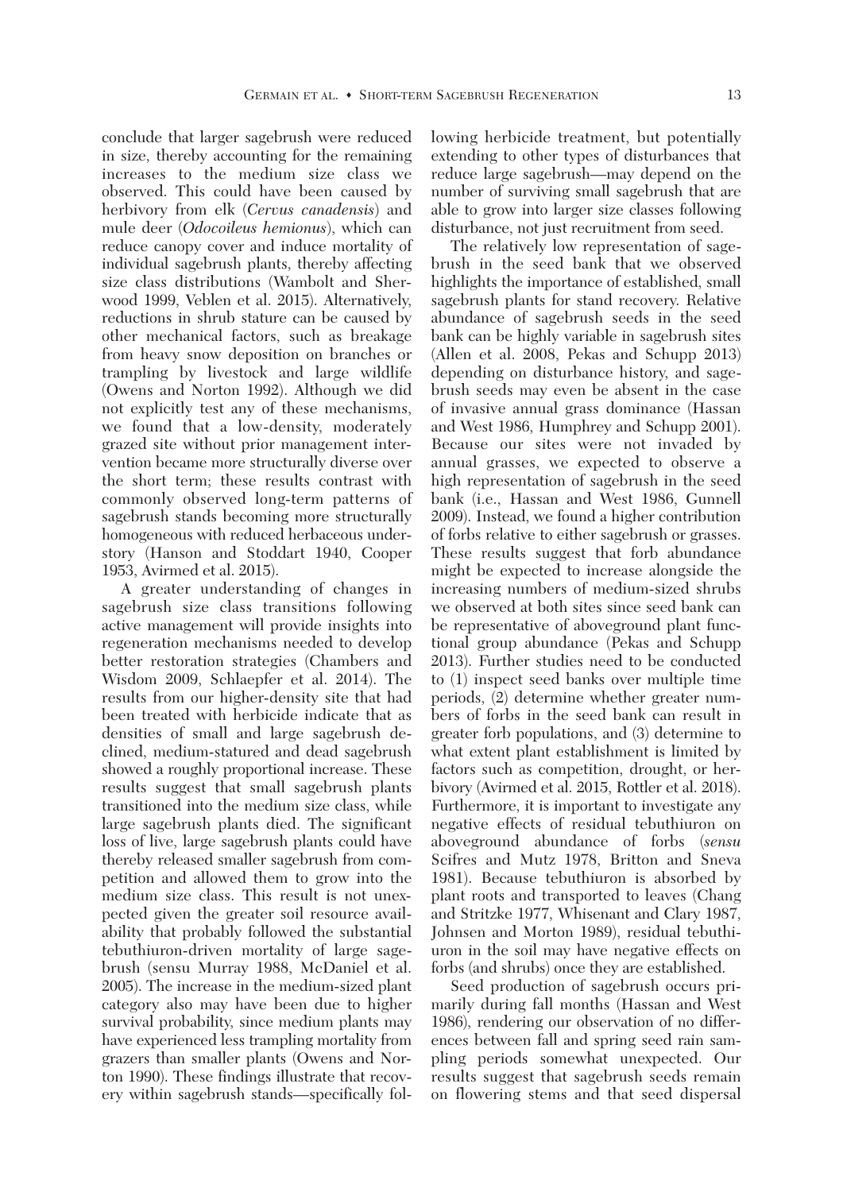conclude that larger sagebrush were reduced in size, thereby accounting for the remaining increases to the medium size class we observed. This could have been caused by herbivory from elk (*Cervus canadensis*) and mule deer (*Odocoileus hemionus*), which can reduce canopy cover and induce mortality of individual sagebrush plants, thereby affecting size class distributions (Wambolt and Sherwood 1999, Veblen et al. 2015). Alternatively, reductions in shrub stature can be caused by other mechanical factors, such as breakage from heavy snow deposition on branches or trampling by livestock and large wildlife (Owens and Norton 1992). Although we did not explicitly test any of these mechanisms, we found that a low-density, moderately grazed site without prior management intervention became more structurally diverse over the short term; these results contrast with commonly observed long-term patterns of sagebrush stands becoming more structurally homogeneous with reduced herbaceous understory (Hanson and Stoddart 1940, Cooper 1953, Avirmed et al. 2015).

A greater understanding of changes in sagebrush size class transitions following active management will provide insights into regeneration mechanisms needed to develop better restoration strategies (Chambers and Wisdom 2009, Schlaepfer et al. 2014). The results from our higher-density site that had been treated with herbicide indicate that as densities of small and large sagebrush declined, medium-statured and dead sagebrush showed a roughly proportional increase. These results suggest that small sagebrush plants transitioned into the medium size class, while large sagebrush plants died. The significant loss of live, large sagebrush plants could have thereby released smaller sagebrush from competition and allowed them to grow into the medium size class. This result is not unexpected given the greater soil resource availability that probably followed the substantial tebuthiuron-driven mortality of large sagebrush (sensu Murray 1988, McDaniel et al. 2005). The increase in the medium-sized plant category also may have been due to higher survival probability, since medium plants may have experienced less trampling mortality from grazers than smaller plants (Owens and Norton 1990). These findings illustrate that recovery within sagebrush stands—specifically following herbicide treatment, but potentially extending to other types of disturbances that reduce large sagebrush—may depend on the number of surviving small sagebrush that are able to grow into larger size classes following disturbance, not just recruitment from seed.

The relatively low representation of sagebrush in the seed bank that we observed highlights the importance of established, small sagebrush plants for stand recovery. Relative abundance of sagebrush seeds in the seed bank can be highly variable in sagebrush sites (Allen et al. 2008, Pekas and Schupp 2013) depending on disturbance history, and sagebrush seeds may even be absent in the case of invasive annual grass dominance (Hassan and West 1986, Humphrey and Schupp 2001). Because our sites were not invaded by annual grasses, we expected to observe a high representation of sagebrush in the seed bank (i.e., Hassan and West 1986, Gunnell 2009). Instead, we found a higher contribution of forbs relative to either sagebrush or grasses. These results suggest that forb abundance might be expected to increase alongside the increasing numbers of medium-sized shrubs we observed at both sites since seed bank can be representative of aboveground plant functional group abundance (Pekas and Schupp 2013). Further studies need to be conducted to (1) inspect seed banks over multiple time periods, (2) determine whether greater numbers of forbs in the seed bank can result in greater forb populations, and (3) determine to what extent plant establishment is limited by factors such as competition, drought, or herbivory (Avirmed et al. 2015, Rottler et al. 2018). Furthermore, it is important to investigate any negative effects of residual tebuthiuron on aboveground abundance of forbs (*sensu* Scifres and Mutz 1978, Britton and Sneva 1981). Because tebuthiuron is absorbed by plant roots and transported to leaves (Chang and Stritzke 1977, Whisenant and Clary 1987, Johnsen and Morton 1989), residual tebuthiuron in the soil may have negative effects on forbs (and shrubs) once they are established.

Seed production of sagebrush occurs primarily during fall months (Hassan and West 1986), rendering our observation of no differences between fall and spring seed rain sampling periods somewhat unexpected. Our results suggest that sagebrush seeds remain on flowering stems and that seed dispersal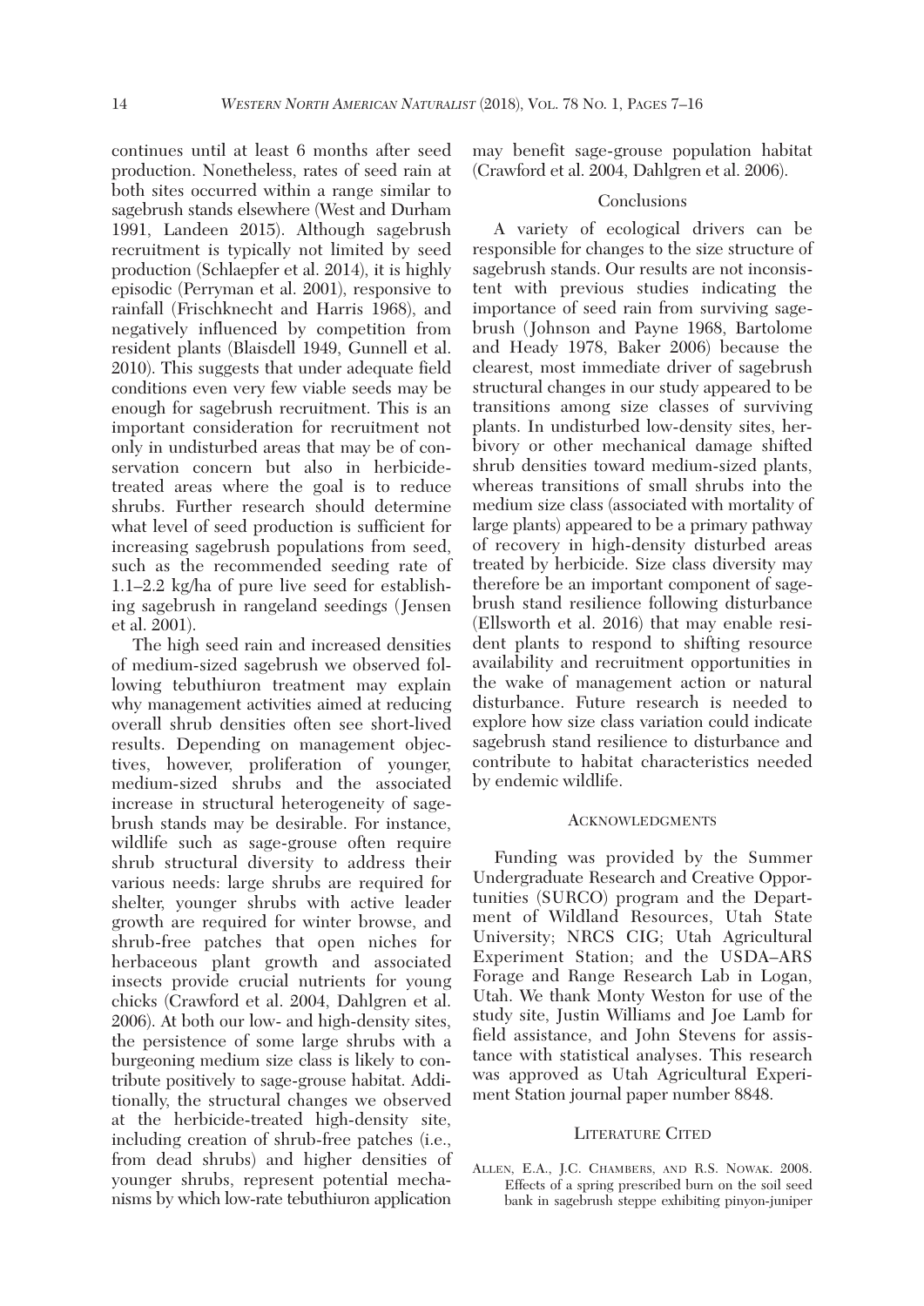continues until at least 6 months after seed production. Nonetheless, rates of seed rain at both sites occurred within a range similar to sagebrush stands elsewhere (West and Durham 1991, Landeen 2015). Although sagebrush recruitment is typically not limited by seed production (Schlaepfer et al. 2014), it is highly episodic (Perryman et al. 2001), responsive to rainfall (Frischknecht and Harris 1968), and negatively influenced by competition from resident plants (Blaisdell 1949, Gunnell et al. 2010). This suggests that under adequate field conditions even very few viable seeds may be enough for sagebrush recruitment. This is an important consideration for recruitment not only in undisturbed areas that may be of conservation concern but also in herbicide-treated areas where the goal is to reduce shrubs. Further research should determine what level of seed production is sufficient for increasing sagebrush populations from seed, such as the recommended seeding rate of 1.1–2.2 kg/ha of pure live seed for establishing sagebrush in rangeland seedings (Jensen et al. 2001).

The high seed rain and increased densities of medium-sized sagebrush we observed following tebuthiuron treatment may explain why management activities aimed at reducing overall shrub densities often see short-lived results. Depending on management objectives, however, proliferation of younger, medium-sized shrubs and the associated increase in structural heterogeneity of sagebrush stands may be desirable. For instance, wildlife such as sage-grouse often require shrub structural diversity to address their various needs: large shrubs are required for shelter, younger shrubs with active leader growth are required for winter browse, and shrub-free patches that open niches for herbaceous plant growth and associated insects provide crucial nutrients for young chicks (Crawford et al. 2004, Dahlgren et al. 2006). At both our low- and high-density sites, the persistence of some large shrubs with a burgeoning medium size class is likely to contribute positively to sage-grouse habitat. Additionally, the structural changes we observed at the herbicide-treated high-density site, including creation of shrub-free patches (i.e., from dead shrubs) and higher densities of younger shrubs, represent potential mechanisms by which low-rate tebuthiuron application may benefit sage-grouse population habitat (Crawford et al. 2004, Dahlgren et al. 2006).

## Conclusions

A variety of ecological drivers can be responsible for changes to the size structure of sagebrush stands. Our results are not inconsistent with previous studies indicating the importance of seed rain from surviving sagebrush (Johnson and Payne 1968, Bartolome and Heady 1978, Baker 2006) because the clearest, most immediate driver of sagebrush structural changes in our study appeared to be transitions among size classes of surviving plants. In undisturbed low-density sites, herbivory or other mechanical damage shifted shrub densities toward medium-sized plants, whereas transitions of small shrubs into the medium size class (associated with mortality of large plants) appeared to be a primary pathway of recovery in high-density disturbed areas treated by herbicide. Size class diversity may therefore be an important component of sagebrush stand resilience following disturbance (Ellsworth et al. 2016) that may enable resident plants to respond to shifting resource availability and recruitment opportunities in the wake of management action or natural disturbance. Future research is needed to explore how size class variation could indicate sagebrush stand resilience to disturbance and contribute to habitat characteristics needed by endemic wildlife.

## Acknowledgments

Funding was provided by the Summer Undergraduate Research and Creative Opportunities (SURCO) program and the Department of Wildland Resources, Utah State University; NRCS CIG; Utah Agricultural Experiment Station; and the USDA–ARS Forage and Range Research Lab in Logan, Utah. We thank Monty Weston for use of the study site, Justin Williams and Joe Lamb for field assistance, and John Stevens for assistance with statistical analyses. This research was approved as Utah Agricultural Experiment Station journal paper number 8848.

## Literature Cited

Allen, E.A., J.C. Chambers, and R.S. Nowak. 2008. Effects of a spring prescribed burn on the soil seed bank in sagebrush steppe exhibiting pinyon-juniper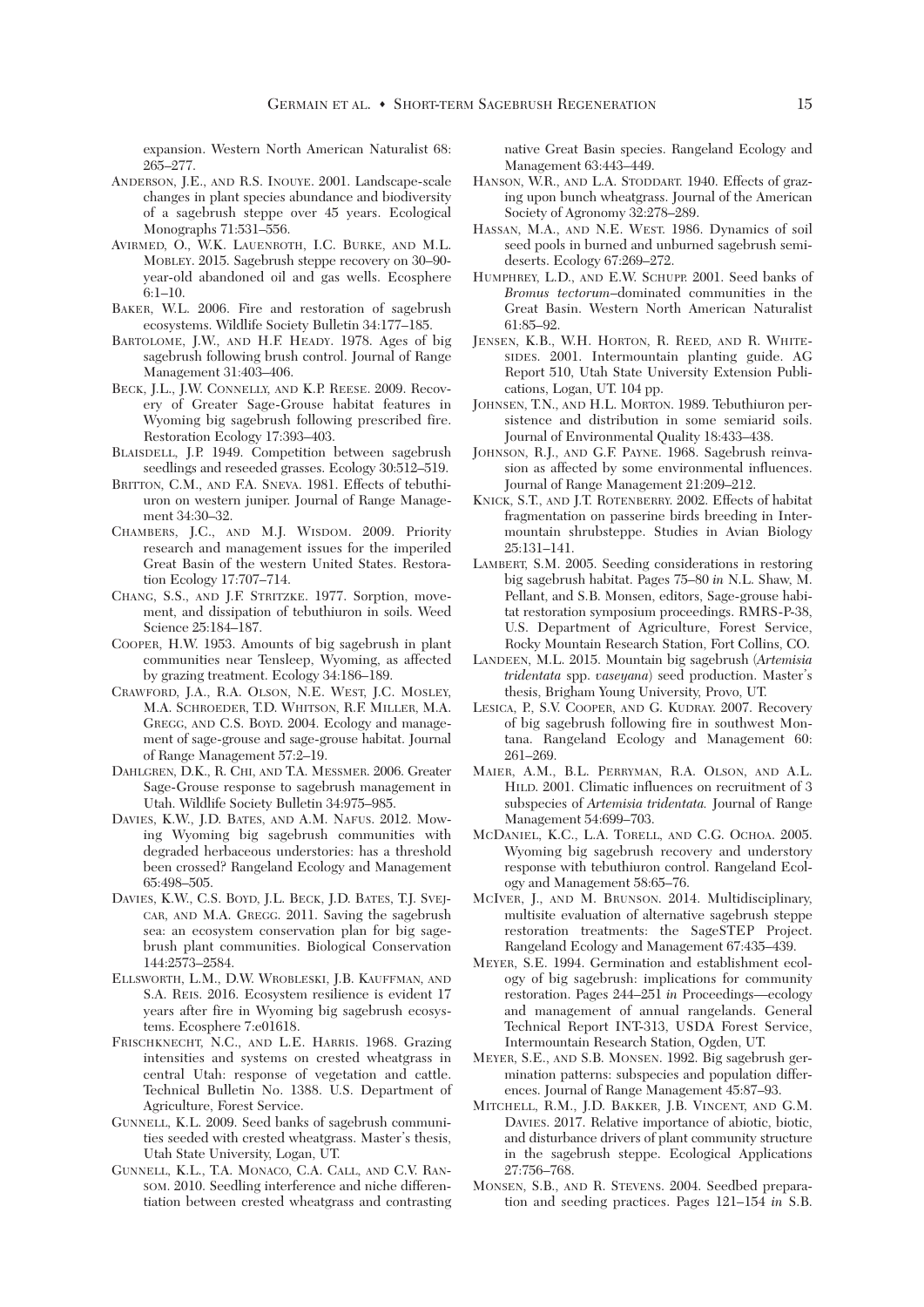expansion. Western North American Naturalist 68: 265–277.

Anderson, J.E., and R.S. Inouye. 2001. Landscape-scale changes in plant species abundance and biodiversity of a sagebrush steppe over 45 years. Ecological Monographs 71:531–556.

Avirmed, O., W.K. Lauenroth, I.C. Burke, and M.L. Mobley. 2015. Sagebrush steppe recovery on 30–90-year-old abandoned oil and gas wells. Ecosphere 6:1–10.

Baker, W.L. 2006. Fire and restoration of sagebrush ecosystems. Wildlife Society Bulletin 34:177–185.

Bartolome, J.W., and H.F. Heady. 1978. Ages of big sagebrush following brush control. Journal of Range Management 31:403–406.

Beck, J.L., J.W. Connelly, and K.P. Reese. 2009. Recovery of Greater Sage-Grouse habitat features in Wyoming big sagebrush following prescribed fire. Restoration Ecology 17:393–403.

Blaisdell, J.P. 1949. Competition between sagebrush seedlings and reseeded grasses. Ecology 30:512–519.

Britton, C.M., and F.A. Sneva. 1981. Effects of tebuthiuron on western juniper. Journal of Range Management 34:30–32.

Chambers, J.C., and M.J. Wisdom. 2009. Priority research and management issues for the imperiled Great Basin of the western United States. Restoration Ecology 17:707–714.

Chang, S.S., and J.F. Stritzke. 1977. Sorption, movement, and dissipation of tebuthiuron in soils. Weed Science 25:184–187.

Cooper, H.W. 1953. Amounts of big sagebrush in plant communities near Tensleep, Wyoming, as affected by grazing treatment. Ecology 34:186–189.

Crawford, J.A., R.A. Olson, N.E. West, J.C. Mosley, M.A. Schroeder, T.D. Whitson, R.F. Miller, M.A. Gregg, and C.S. Boyd. 2004. Ecology and management of sage-grouse and sage-grouse habitat. Journal of Range Management 57:2–19.

Dahlgren, D.K., R. Chi, and T.A. Messmer. 2006. Greater Sage-Grouse response to sagebrush management in Utah. Wildlife Society Bulletin 34:975–985.

Davies, K.W., J.D. Bates, and A.M. Nafus. 2012. Mowing Wyoming big sagebrush communities with degraded herbaceous understories: has a threshold been crossed? Rangeland Ecology and Management 65:498–505.

Davies, K.W., C.S. Boyd, J.L. Beck, J.D. Bates, T.J. Svejcar, and M.A. Gregg. 2011. Saving the sagebrush sea: an ecosystem conservation plan for big sagebrush plant communities. Biological Conservation 144:2573–2584.

Ellsworth, L.M., D.W. Wrobleski, J.B. Kauffman, and S.A. Reis. 2016. Ecosystem resilience is evident 17 years after fire in Wyoming big sagebrush ecosystems. Ecosphere 7:e01618.

Frischknecht, N.C., and L.E. Harris. 1968. Grazing intensities and systems on crested wheatgrass in central Utah: response of vegetation and cattle. Technical Bulletin No. 1388. U.S. Department of Agriculture, Forest Service.

Gunnell, K.L. 2009. Seed banks of sagebrush communities seeded with crested wheatgrass. Master's thesis, Utah State University, Logan, UT.

Gunnell, K.L., T.A. Monaco, C.A. Call, and C.V. Ransom. 2010. Seedling interference and niche differentiation between crested wheatgrass and contrasting native Great Basin species. Rangeland Ecology and Management 63:443–449.

Hanson, W.R., and L.A. Stoddart. 1940. Effects of grazing upon bunch wheatgrass. Journal of the American Society of Agronomy 32:278–289.

Hassan, M.A., and N.E. West. 1986. Dynamics of soil seed pools in burned and unburned sagebrush semi-deserts. Ecology 67:269–272.

Humphrey, L.D., and E.W. Schupp. 2001. Seed banks of *Bromus tectorum*–dominated communities in the Great Basin. Western North American Naturalist 61:85–92.

Jensen, K.B., W.H. Horton, R. Reed, and R. Whitesides. 2001. Intermountain planting guide. AG Report 510, Utah State University Extension Publications, Logan, UT. 104 pp.

Johnsen, T.N., and H.L. Morton. 1989. Tebuthiuron persistence and distribution in some semiarid soils. Journal of Environmental Quality 18:433–438.

Johnson, R.J., and G.F. Payne. 1968. Sagebrush reinvasion as affected by some environmental influences. Journal of Range Management 21:209–212.

Knick, S.T., and J.T. Rotenberry. 2002. Effects of habitat fragmentation on passerine birds breeding in Intermountain shrubsteppe. Studies in Avian Biology 25:131–141.

Lambert, S.M. 2005. Seeding considerations in restoring big sagebrush habitat. Pages 75–80 *in* N.L. Shaw, M. Pellant, and S.B. Monsen, editors, Sage-grouse habitat restoration symposium proceedings. RMRS-P-38, U.S. Department of Agriculture, Forest Service, Rocky Mountain Research Station, Fort Collins, CO.

Landeen, M.L. 2015. Mountain big sagebrush (*Artemisia tridentata* spp. *vaseyana*) seed production. Master's thesis, Brigham Young University, Provo, UT.

Lesica, P., S.V. Cooper, and G. Kudray. 2007. Recovery of big sagebrush following fire in southwest Montana. Rangeland Ecology and Management 60: 261–269.

Maier, A.M., B.L. Perryman, R.A. Olson, and A.L. Hild. 2001. Climatic influences on recruitment of 3 subspecies of *Artemisia tridentata.* Journal of Range Management 54:699–703.

McDaniel, K.C., L.A. Torell, and C.G. Ochoa. 2005. Wyoming big sagebrush recovery and understory response with tebuthiuron control. Rangeland Ecology and Management 58:65–76.

McIver, J., and M. Brunson. 2014. Multidisciplinary, multisite evaluation of alternative sagebrush steppe restoration treatments: the SageSTEP Project. Rangeland Ecology and Management 67:435–439.

Meyer, S.E. 1994. Germination and establishment ecology of big sagebrush: implications for community restoration. Pages 244–251 *in* Proceedings—ecology and management of annual rangelands. General Technical Report INT-313, USDA Forest Service, Intermountain Research Station, Ogden, UT.

Meyer, S.E., and S.B. Monsen. 1992. Big sagebrush germination patterns: subspecies and population differences. Journal of Range Management 45:87–93.

Mitchell, R.M., J.D. Bakker, J.B. Vincent, and G.M. Davies. 2017. Relative importance of abiotic, biotic, and disturbance drivers of plant community structure in the sagebrush steppe. Ecological Applications 27:756–768.

Monsen, S.B., and R. Stevens. 2004. Seedbed preparation and seeding practices. Pages 121–154 *in* S.B.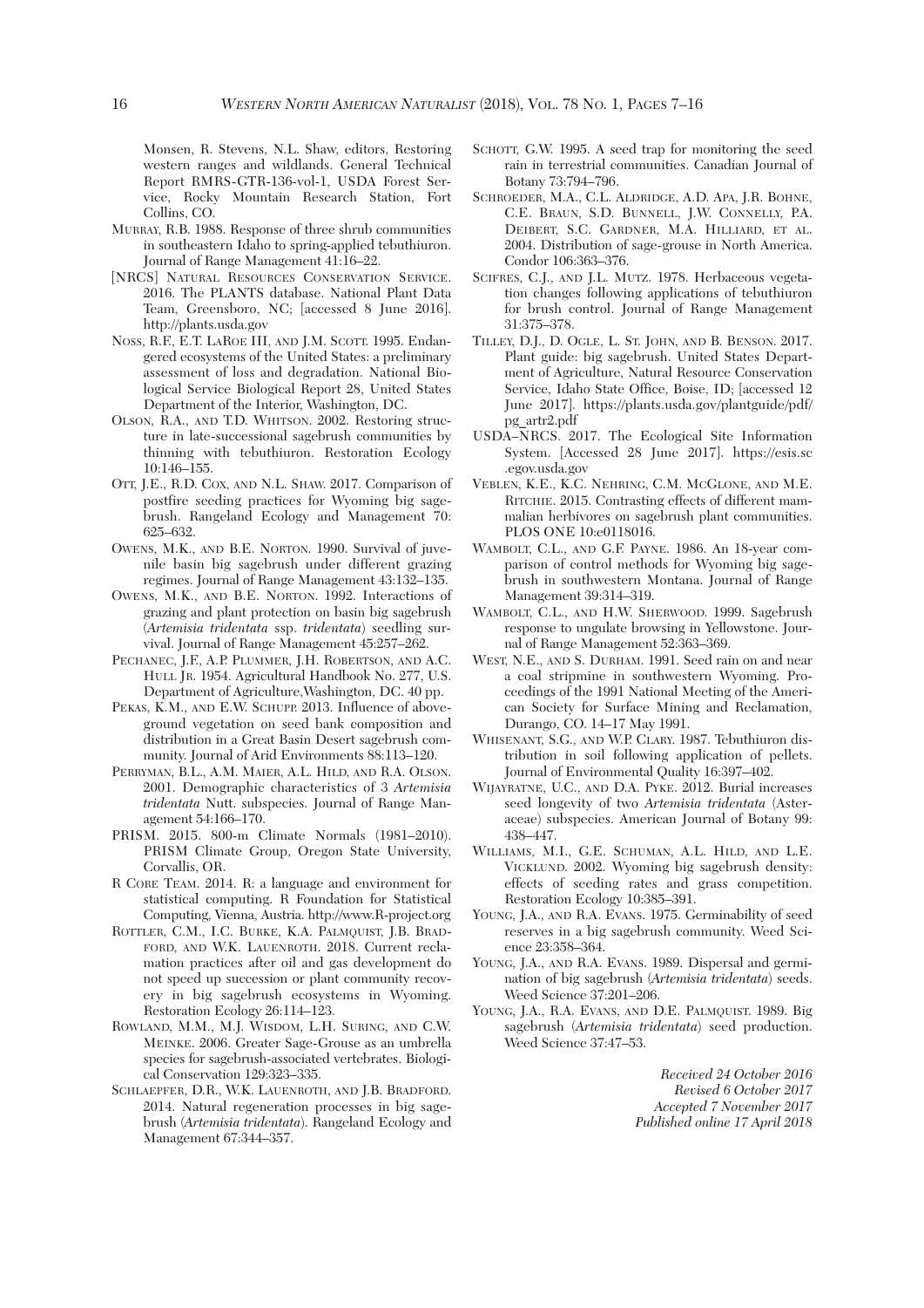Monsen, R. Stevens, N.L. Shaw, editors, Restoring western ranges and wildlands. General Technical Report RMRS-GTR-136-vol-1, USDA Forest Service, Rocky Mountain Research Station, Fort Collins, CO.

Murray, R.B. 1988. Response of three shrub communities in southeastern Idaho to spring-applied tebuthiuron. Journal of Range Management 41:16–22.

[NRCS] Natural Resources Conservation Service. 2016. The PLANTS database. National Plant Data Team, Greensboro, NC; [accessed 8 June 2016]. http://plants.usda.gov

Noss, R.F., E.T. LaRoe III, and J.M. Scott. 1995. Endangered ecosystems of the United States: a preliminary assessment of loss and degradation. National Biological Service Biological Report 28, United States Department of the Interior, Washington, DC.

Olson, R.A., and T.D. Whitson. 2002. Restoring structure in late-successional sagebrush communities by thinning with tebuthiuron. Restoration Ecology 10:146–155.

Ott, J.E., R.D. Cox, and N.L. Shaw. 2017. Comparison of postfire seeding practices for Wyoming big sagebrush. Rangeland Ecology and Management 70: 625–632.

Owens, M.K., and B.E. Norton. 1990. Survival of juvenile basin big sagebrush under different grazing regimes. Journal of Range Management 43:132–135.

Owens, M.K., and B.E. Norton. 1992. Interactions of grazing and plant protection on basin big sagebrush (*Artemisia tridentata* ssp. *tridentata*) seedling survival. Journal of Range Management 45:257–262.

Pechanec, J.F., A.P. Plummer, J.H. Robertson, and A.C. Hull Jr. 1954. Agricultural Handbook No. 277, U.S. Department of Agriculture,Washington, DC. 40 pp.

Pekas, K.M., and E.W. Schupp. 2013. Influence of aboveground vegetation on seed bank composition and distribution in a Great Basin Desert sagebrush community. Journal of Arid Environments 88:113–120.

Perryman, B.L., A.M. Maier, A.L. Hild, and R.A. Olson. 2001. Demographic characteristics of 3 *Artemisia tridentata* Nutt. subspecies. Journal of Range Management 54:166–170.

PRISM. 2015. 800-m Climate Normals (1981–2010). PRISM Climate Group, Oregon State University, Corvallis, OR.

R Core Team. 2014. R: a language and environment for statistical computing. R Foundation for Statistical Computing, Vienna, Austria. http://www.R-project.org

Rottler, C.M., I.C. Burke, K.A. Palmquist, J.B. Bradford, and W.K. Lauenroth. 2018. Current reclamation practices after oil and gas development do not speed up succession or plant community recovery in big sagebrush ecosystems in Wyoming. Restoration Ecology 26:114–123.

Rowland, M.M., M.J. Wisdom, L.H. Suring, and C.W. Meinke. 2006. Greater Sage-Grouse as an umbrella species for sagebrush-associated vertebrates. Biological Conservation 129:323–335.

Schlaepfer, D.R., W.K. Lauenroth, and J.B. Bradford. 2014. Natural regeneration processes in big sagebrush (*Artemisia tridentata*). Rangeland Ecology and Management 67:344–357.

Schott, G.W. 1995. A seed trap for monitoring the seed rain in terrestrial communities. Canadian Journal of Botany 73:794–796.

Schroeder, M.A., C.L. Aldridge, A.D. Apa, J.R. Bohne, C.E. Braun, S.D. Bunnell, J.W. Connelly, P.A. Deibert, S.C. Gardner, M.A. Hilliard, et al. 2004. Distribution of sage-grouse in North America. Condor 106:363–376.

Scifres, C.J., and J.L. Mutz. 1978. Herbaceous vegetation changes following applications of tebuthiuron for brush control. Journal of Range Management 31:375–378.

Tilley, D.J., D. Ogle, L. St. John, and B. Benson. 2017. Plant guide: big sagebrush. United States Department of Agriculture, Natural Resource Conservation Service, Idaho State Office, Boise, ID; [accessed 12 June 2017]. https://plants.usda.gov/plantguide/pdf/pg_artr2.pdf

USDA–NRCS. 2017. The Ecological Site Information System. [Accessed 28 June 2017]. https://esis.sc.egov.usda.gov

Veblen, K.E., K.C. Nehring, C.M. McGlone, and M.E. Ritchie. 2015. Contrasting effects of different mammalian herbivores on sagebrush plant communities. PLOS ONE 10:e0118016.

Wambolt, C.L., and G.F. Payne. 1986. An 18-year comparison of control methods for Wyoming big sagebrush in southwestern Montana. Journal of Range Management 39:314–319.

Wambolt, C.L., and H.W. Sherwood. 1999. Sagebrush response to ungulate browsing in Yellowstone. Journal of Range Management 52:363–369.

West, N.E., and S. Durham. 1991. Seed rain on and near a coal stripmine in southwestern Wyoming. Proceedings of the 1991 National Meeting of the American Society for Surface Mining and Reclamation, Durango, CO. 14–17 May 1991.

Whisenant, S.G., and W.P. Clary. 1987. Tebuthiuron distribution in soil following application of pellets. Journal of Environmental Quality 16:397–402.

Wijayratne, U.C., and D.A. Pyke. 2012. Burial increases seed longevity of two *Artemisia tridentata* (Asteraceae) subspecies. American Journal of Botany 99: 438–447.

Williams, M.I., G.E. Schuman, A.L. Hild, and L.E. Vicklund. 2002. Wyoming big sagebrush density: effects of seeding rates and grass competition. Restoration Ecology 10:385–391.

Young, J.A., and R.A. Evans. 1975. Germinability of seed reserves in a big sagebrush community. Weed Science 23:358–364.

Young, J.A., and R.A. Evans. 1989. Dispersal and germination of big sagebrush (*Artemisia tridentata*) seeds. Weed Science 37:201–206.

Young, J.A., R.A. Evans, and D.E. Palmquist. 1989. Big sagebrush (*Artemisia tridentata*) seed production. Weed Science 37:47–53.

*Received 24 October 2016*
*Revised 6 October 2017*
*Accepted 7 November 2017*
*Published online 17 April 2018*